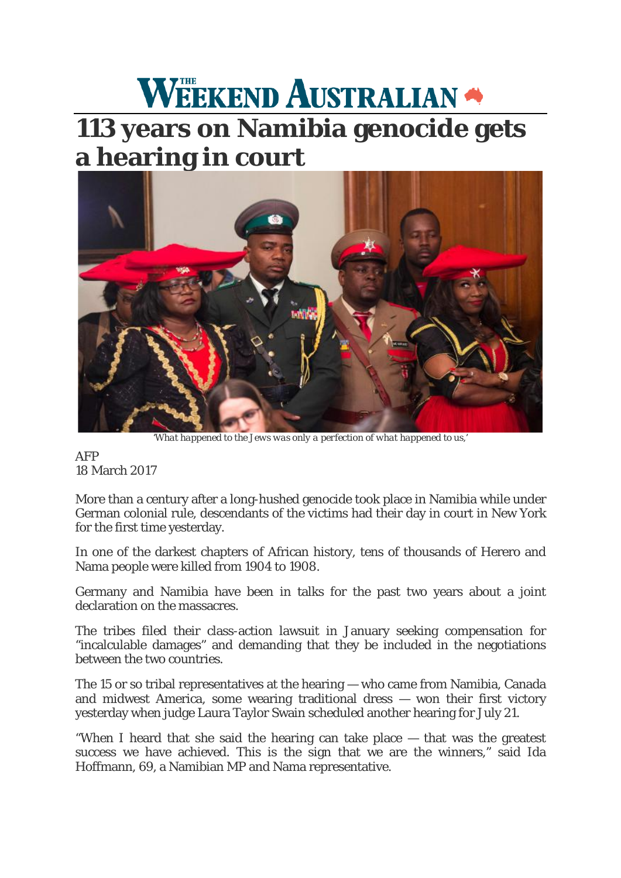# THE WEEKEND AUSTRALIAN

## 113 years on Namibia genocide gets a hearing in court

*'What happened to the Jews was only a perfection of what happened to us,'*

AFP
18 March 2017

More than a century after a long-hushed genocide took place in Namibia while under German colonial rule, descendants of the victims had their day in court in New York for the first time yesterday.

In one of the darkest chapters of African history, tens of thousands of Herero and Nama people were killed from 1904 to 1908.

Germany and Namibia have been in talks for the past two years about a joint declaration on the massacres.

The tribes filed their class-action lawsuit in January seeking compensation for "incalculable damages" and demanding that they be included in the negotiations between the two countries.

The 15 or so tribal representatives at the hearing — who came from Namibia, Canada and midwest America, some wearing traditional dress — won their first victory yesterday when judge Laura Taylor Swain scheduled another hearing for July 21.

"When I heard that she said the hearing can take place — that was the greatest success we have achieved. This is the sign that we are the winners," said Ida Hoffmann, 69, a Namibian MP and Nama representative.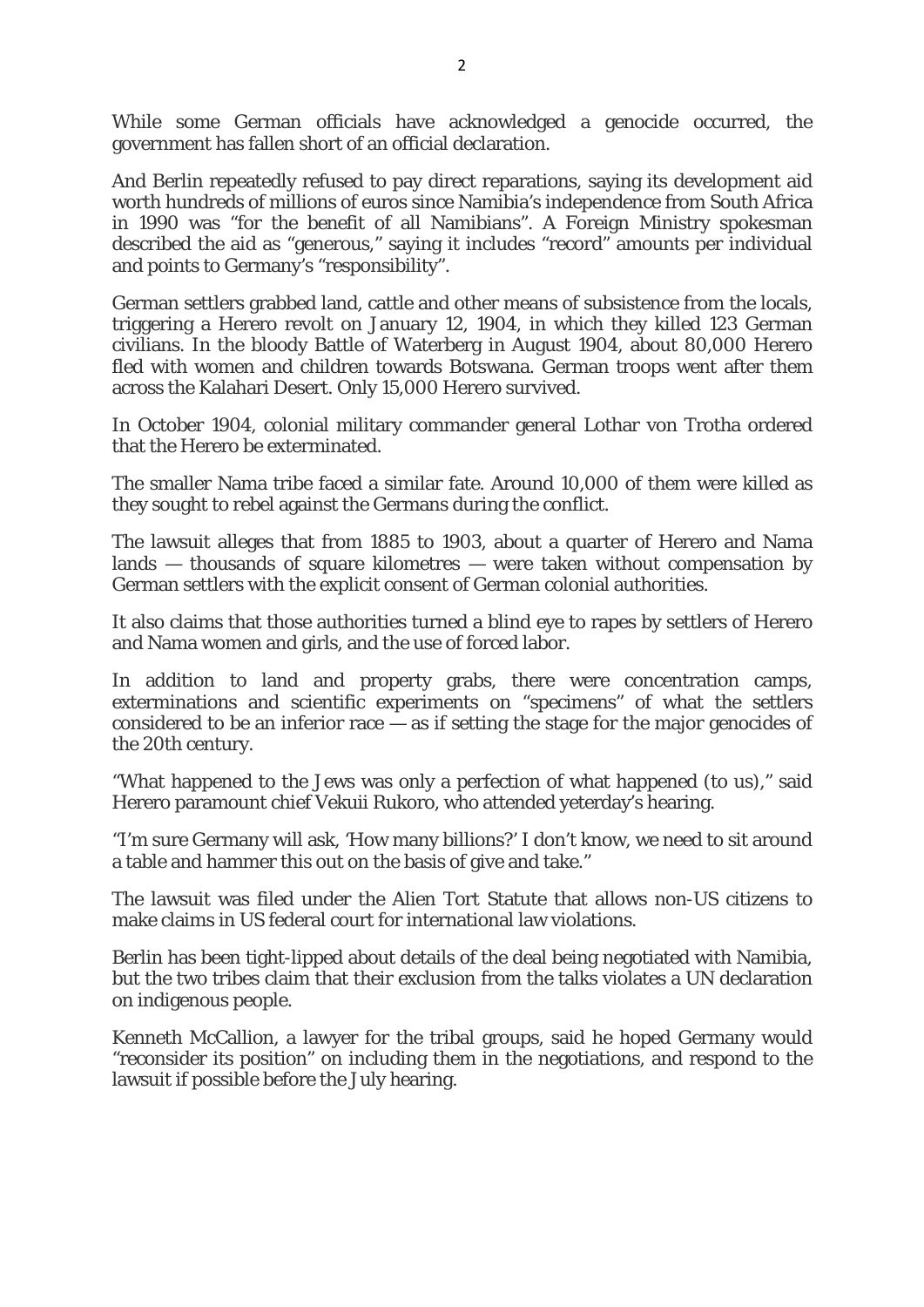While some German officials have acknowledged a genocide occurred, the government has fallen short of an official declaration.

And Berlin repeatedly refused to pay direct reparations, saying its development aid worth hundreds of millions of euros since Namibia's independence from South Africa in 1990 was "for the benefit of all Namibians". A Foreign Ministry spokesman described the aid as "generous," saying it includes "record" amounts per individual and points to Germany's "responsibility".

German settlers grabbed land, cattle and other means of subsistence from the locals, triggering a Herero revolt on January 12, 1904, in which they killed 123 German civilians. In the bloody Battle of Waterberg in August 1904, about 80,000 Herero fled with women and children towards Botswana. German troops went after them across the Kalahari Desert. Only 15,000 Herero survived.

In October 1904, colonial military commander general Lothar von Trotha ordered that the Herero be exterminated.

The smaller Nama tribe faced a similar fate. Around 10,000 of them were killed as they sought to rebel against the Germans during the conflict.

The lawsuit alleges that from 1885 to 1903, about a quarter of Herero and Nama lands — thousands of square kilometres — were taken without compensation by German settlers with the explicit consent of German colonial authorities.

It also claims that those authorities turned a blind eye to rapes by settlers of Herero and Nama women and girls, and the use of forced labor.

In addition to land and property grabs, there were concentration camps, exterminations and scientific experiments on "specimens" of what the settlers considered to be an inferior race — as if setting the stage for the major genocides of the 20th century.

"What happened to the Jews was only a perfection of what happened (to us)," said Herero paramount chief Vekuii Rukoro, who attended yeterday's hearing.

"I'm sure Germany will ask, 'How many billions?' I don't know, we need to sit around a table and hammer this out on the basis of give and take."

The lawsuit was filed under the Alien Tort Statute that allows non-US citizens to make claims in US federal court for international law violations.

Berlin has been tight-lipped about details of the deal being negotiated with Namibia, but the two tribes claim that their exclusion from the talks violates a UN declaration on indigenous people.

Kenneth McCallion, a lawyer for the tribal groups, said he hoped Germany would "reconsider its position" on including them in the negotiations, and respond to the lawsuit if possible before the July hearing.